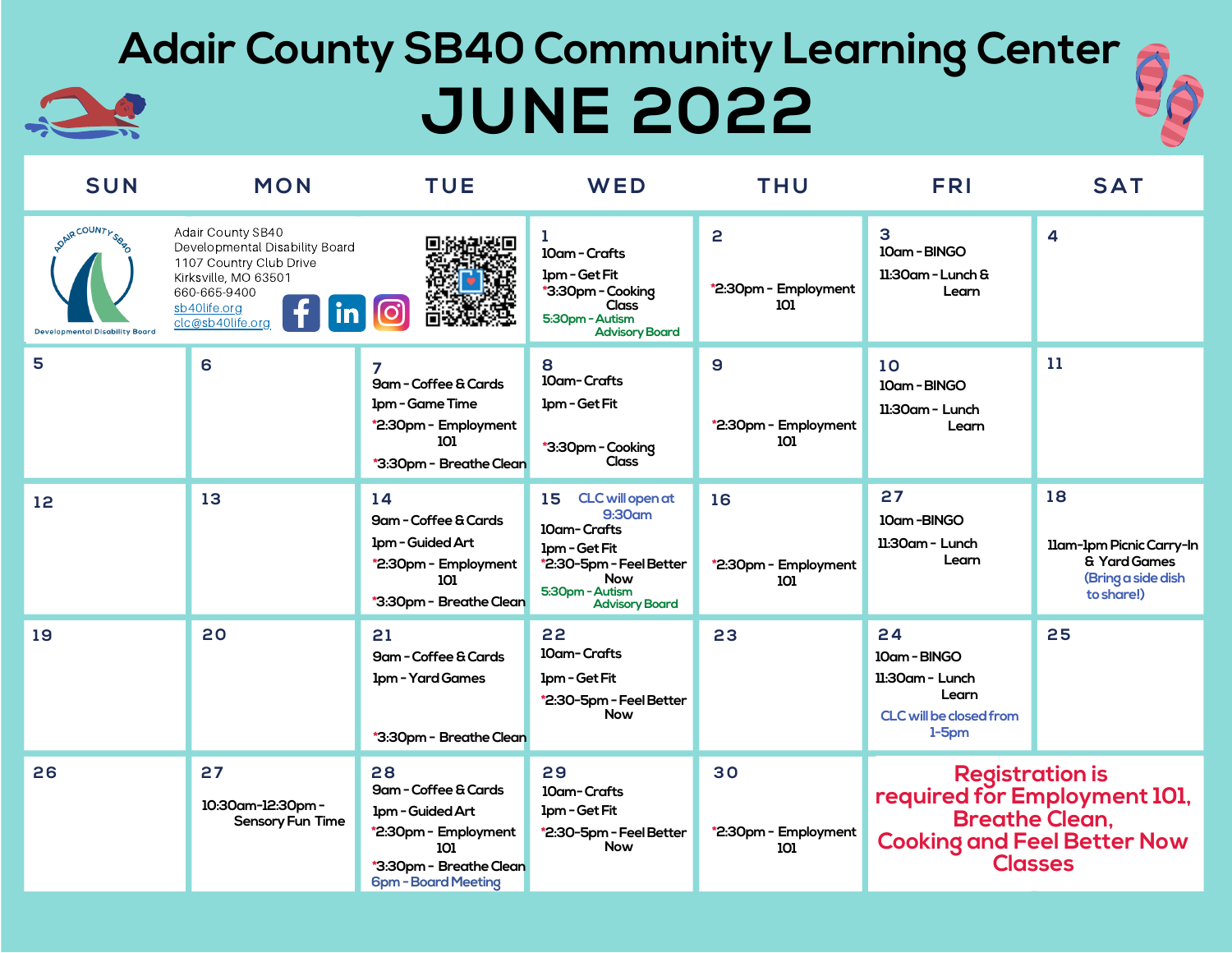# Adair County SB40 Community Learning Center

# JUNE 2022

| SUN | MON | TUE | WED | THU | FRI | SAT |
|---|---|---|---|---|---|---|
| Adair County SB40 Developmental Disability Board<br>1107 Country Club Drive<br>Kirksville, MO 63501<br>660-665-9400<br>sb40life.org<br>clc@sb40life.org | | | 1<br>10am - Crafts<br>1pm - Get Fit<br>*3:30pm - Cooking Class<br>5:30pm - Autism Advisory Board | 2<br>*2:30pm - Employment 101 | 3<br>10am - BINGO<br>11:30am - Lunch & Learn | 4 |
| 5 | 6 | 7<br>9am - Coffee & Cards<br>1pm - Game Time<br>*2:30pm - Employment 101<br>*3:30pm - Breathe Clean | 8<br>10am- Crafts<br>1pm - Get Fit<br>*3:30pm - Cooking Class | 9<br>*2:30pm - Employment 101 | 10<br>10am - BINGO<br>11:30am - Lunch Learn | 11 |
| 12 | 13 | 14<br>9am - Coffee & Cards<br>1pm - Guided Art<br>*2:30pm - Employment 101<br>*3:30pm - Breathe Clean | 15 CLC will open at 9:30am<br>10am- Crafts<br>1pm - Get Fit<br>*2:30-5pm - Feel Better Now<br>5:30pm - Autism Advisory Board | 16<br>*2:30pm - Employment 101 | 27<br>10am -BINGO<br>11:30am - Lunch Learn | 18<br>11am-1pm Picnic Carry-In & Yard Games<br>(Bring a side dish to share!) |
| 19 | 20 | 21<br>9am - Coffee & Cards<br>1pm - Yard Games<br>*3:30pm - Breathe Clean | 22<br>10am- Crafts<br>1pm - Get Fit<br>*2:30-5pm - Feel Better Now | 23 | 24<br>10am - BINGO<br>11:30am - Lunch Learn<br>CLC will be closed from 1-5pm | 25 |
| 26 | 27<br>10:30am-12:30pm - Sensory Fun Time | 28<br>9am - Coffee & Cards<br>1pm - Guided Art<br>*2:30pm - Employment 101<br>*3:30pm - Breathe Clean<br>6pm - Board Meeting | 29<br>10am- Crafts<br>1pm - Get Fit<br>*2:30-5pm - Feel Better Now | 30<br>*2:30pm - Employment 101 | Registration is required for Employment 101, Breathe Clean, Cooking and Feel Better Now Classes | |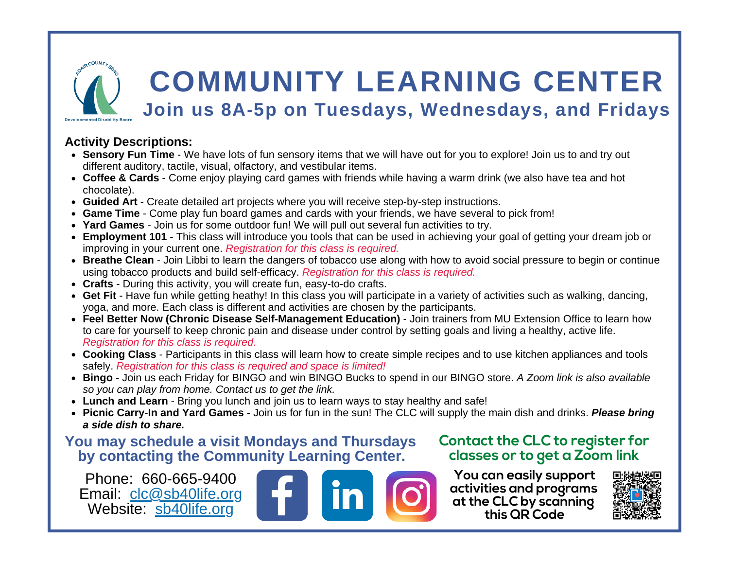ADAIR COUNTY SB40

Developmental Disability Board

# COMMUNITY LEARNING CENTER

## Join us 8A-5p on Tuesdays, Wednesdays, and Fridays

**Activity Descriptions:**

- **Sensory Fun Time** - We have lots of fun sensory items that we will have out for you to explore! Join us to and try out different auditory, tactile, visual, olfactory, and vestibular items.
- **Coffee & Cards** - Come enjoy playing card games with friends while having a warm drink (we also have tea and hot chocolate).
- **Guided Art** - Create detailed art projects where you will receive step-by-step instructions.
- **Game Time** - Come play fun board games and cards with your friends, we have several to pick from!
- **Yard Games** - Join us for some outdoor fun! We will pull out several fun activities to try.
- **Employment 101** - This class will introduce you tools that can be used in achieving your goal of getting your dream job or improving in your current one. *Registration for this class is required.*
- **Breathe Clean** - Join Libbi to learn the dangers of tobacco use along with how to avoid social pressure to begin or continue using tobacco products and build self-efficacy. *Registration for this class is required.*
- **Crafts** - During this activity, you will create fun, easy-to-do crafts.
- **Get Fit** - Have fun while getting heathy! In this class you will participate in a variety of activities such as walking, dancing, yoga, and more. Each class is different and activities are chosen by the participants.
- **Feel Better Now (Chronic Disease Self-Management Education)** - Join trainers from MU Extension Office to learn how to care for yourself to keep chronic pain and disease under control by setting goals and living a healthy, active life. *Registration for this class is required.*
- **Cooking Class** - Participants in this class will learn how to create simple recipes and to use kitchen appliances and tools safely. *Registration for this class is required and space is limited!*
- **Bingo** - Join us each Friday for BINGO and win BINGO Bucks to spend in our BINGO store. *A Zoom link is also available so you can play from home. Contact us to get the link.*
- **Lunch and Learn** - Bring you lunch and join us to learn ways to stay healthy and safe!
- **Picnic Carry-In and Yard Games** - Join us for fun in the sun! The CLC will supply the main dish and drinks. ***Please bring a side dish to share.***

**You may schedule a visit Mondays and Thursdays by contacting the Community Learning Center.**

Phone: 660-665-9400
Email: clc@sb40life.org
Website: sb40life.org

**Contact the CLC to register for classes or to get a Zoom link**

**You can easily support activities and programs at the CLC by scanning this QR Code**